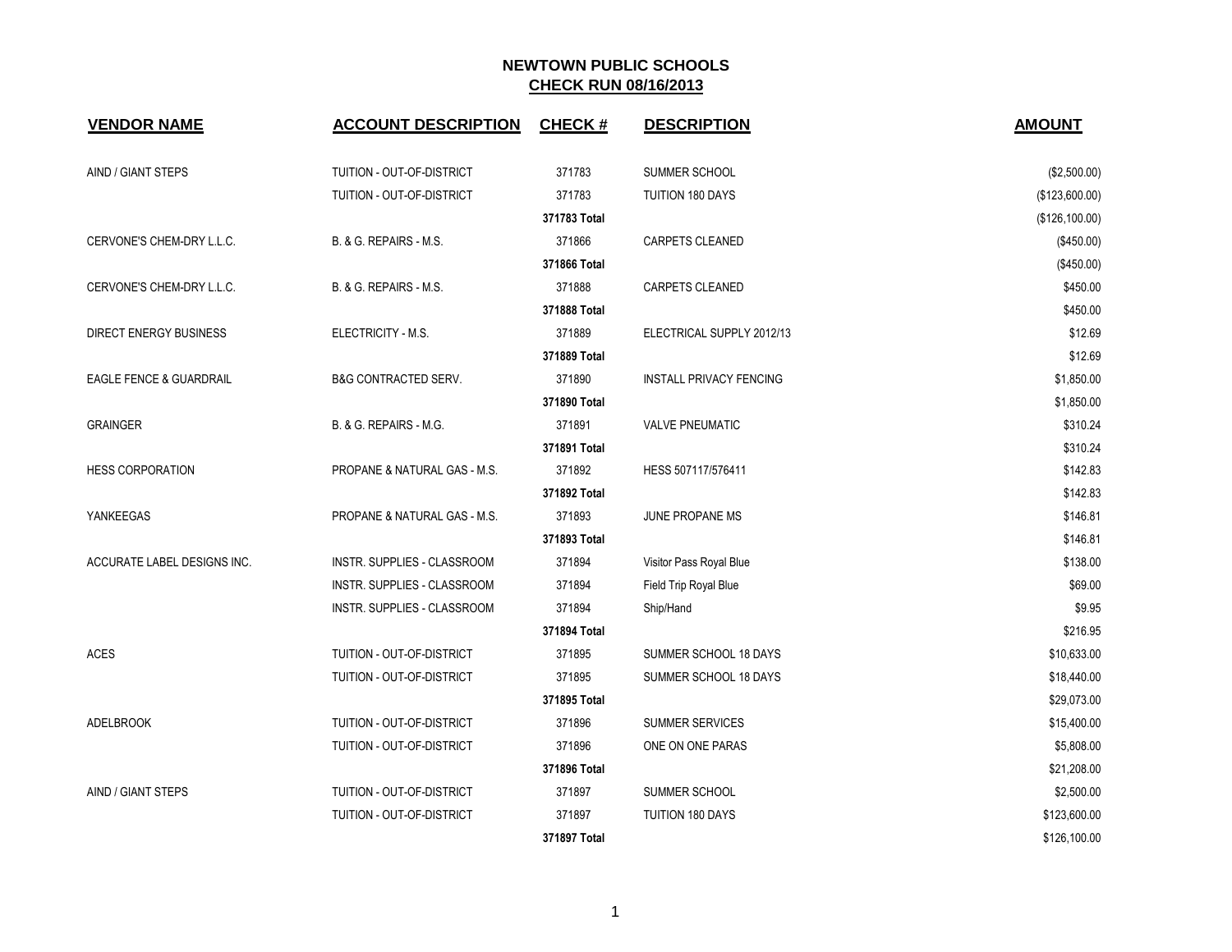# NEWTOWN PUBLIC SCHOOLS

## CHECK RUN 08/16/2013

| VENDOR NAME | ACCOUNT DESCRIPTION | CHECK # | DESCRIPTION | AMOUNT |
|---|---|---|---|---|
| AIND / GIANT STEPS | TUITION - OUT-OF-DISTRICT | 371783 | SUMMER SCHOOL | ($2,500.00) |
| | TUITION - OUT-OF-DISTRICT | 371783 | TUITION 180 DAYS | ($123,600.00) |
| | | **371783 Total** | | ($126,100.00) |
| CERVONE'S CHEM-DRY L.L.C. | B. & G. REPAIRS - M.S. | 371866 | CARPETS CLEANED | ($450.00) |
| | | **371866 Total** | | ($450.00) |
| CERVONE'S CHEM-DRY L.L.C. | B. & G. REPAIRS - M.S. | 371888 | CARPETS CLEANED | $450.00 |
| | | **371888 Total** | | $450.00 |
| DIRECT ENERGY BUSINESS | ELECTRICITY - M.S. | 371889 | ELECTRICAL SUPPLY 2012/13 | $12.69 |
| | | **371889 Total** | | $12.69 |
| EAGLE FENCE & GUARDRAIL | B&G CONTRACTED SERV. | 371890 | INSTALL PRIVACY FENCING | $1,850.00 |
| | | **371890 Total** | | $1,850.00 |
| GRAINGER | B. & G. REPAIRS - M.G. | 371891 | VALVE PNEUMATIC | $310.24 |
| | | **371891 Total** | | $310.24 |
| HESS CORPORATION | PROPANE & NATURAL GAS - M.S. | 371892 | HESS 507117/576411 | $142.83 |
| | | **371892 Total** | | $142.83 |
| YANKEEGAS | PROPANE & NATURAL GAS - M.S. | 371893 | JUNE PROPANE MS | $146.81 |
| | | **371893 Total** | | $146.81 |
| ACCURATE LABEL DESIGNS INC. | INSTR. SUPPLIES - CLASSROOM | 371894 | Visitor Pass Royal Blue | $138.00 |
| | INSTR. SUPPLIES - CLASSROOM | 371894 | Field Trip Royal Blue | $69.00 |
| | INSTR. SUPPLIES - CLASSROOM | 371894 | Ship/Hand | $9.95 |
| | | **371894 Total** | | $216.95 |
| ACES | TUITION - OUT-OF-DISTRICT | 371895 | SUMMER SCHOOL 18 DAYS | $10,633.00 |
| | TUITION - OUT-OF-DISTRICT | 371895 | SUMMER SCHOOL 18 DAYS | $18,440.00 |
| | | **371895 Total** | | $29,073.00 |
| ADELBROOK | TUITION - OUT-OF-DISTRICT | 371896 | SUMMER SERVICES | $15,400.00 |
| | TUITION - OUT-OF-DISTRICT | 371896 | ONE ON ONE PARAS | $5,808.00 |
| | | **371896 Total** | | $21,208.00 |
| AIND / GIANT STEPS | TUITION - OUT-OF-DISTRICT | 371897 | SUMMER SCHOOL | $2,500.00 |
| | TUITION - OUT-OF-DISTRICT | 371897 | TUITION 180 DAYS | $123,600.00 |
| | | **371897 Total** | | $126,100.00 |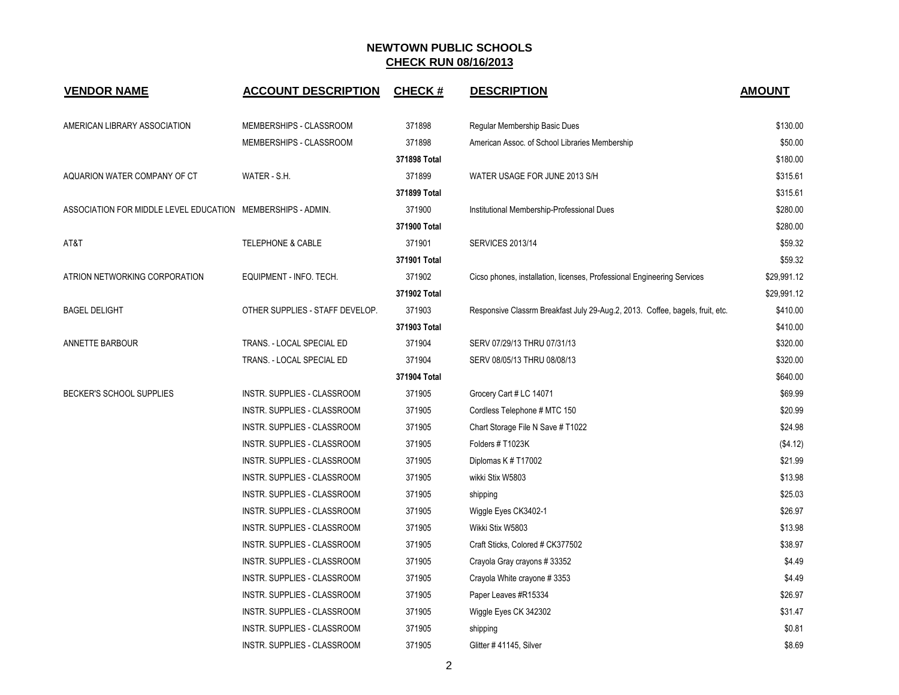# NEWTOWN PUBLIC SCHOOLS

## CHECK RUN 08/16/2013

| VENDOR NAME | ACCOUNT DESCRIPTION | CHECK # | DESCRIPTION | AMOUNT |
|---|---|---|---|---|
| AMERICAN LIBRARY ASSOCIATION | MEMBERSHIPS - CLASSROOM | 371898 | Regular Membership Basic Dues | $130.00 |
| | MEMBERSHIPS - CLASSROOM | 371898 | American Assoc. of School Libraries Membership | $50.00 |
| | | 371898 Total | | $180.00 |
| AQUARION WATER COMPANY OF CT | WATER - S.H. | 371899 | WATER USAGE FOR JUNE 2013 S/H | $315.61 |
| | | 371899 Total | | $315.61 |
| ASSOCIATION FOR MIDDLE LEVEL EDUCATION | MEMBERSHIPS - ADMIN. | 371900 | Institutional Membership-Professional Dues | $280.00 |
| | | 371900 Total | | $280.00 |
| AT&T | TELEPHONE & CABLE | 371901 | SERVICES 2013/14 | $59.32 |
| | | 371901 Total | | $59.32 |
| ATRION NETWORKING CORPORATION | EQUIPMENT - INFO. TECH. | 371902 | Cicso phones, installation, licenses, Professional Engineering Services | $29,991.12 |
| | | 371902 Total | | $29,991.12 |
| BAGEL DELIGHT | OTHER SUPPLIES - STAFF DEVELOP. | 371903 | Responsive Classrm Breakfast July 29-Aug.2, 2013. Coffee, bagels, fruit, etc. | $410.00 |
| | | 371903 Total | | $410.00 |
| ANNETTE BARBOUR | TRANS. - LOCAL SPECIAL ED | 371904 | SERV 07/29/13 THRU 07/31/13 | $320.00 |
| | TRANS. - LOCAL SPECIAL ED | 371904 | SERV 08/05/13 THRU 08/08/13 | $320.00 |
| | | 371904 Total | | $640.00 |
| BECKER'S SCHOOL SUPPLIES | INSTR. SUPPLIES - CLASSROOM | 371905 | Grocery Cart # LC 14071 | $69.99 |
| | INSTR. SUPPLIES - CLASSROOM | 371905 | Cordless Telephone # MTC 150 | $20.99 |
| | INSTR. SUPPLIES - CLASSROOM | 371905 | Chart Storage File N Save # T1022 | $24.98 |
| | INSTR. SUPPLIES - CLASSROOM | 371905 | Folders # T1023K | ($4.12) |
| | INSTR. SUPPLIES - CLASSROOM | 371905 | Diplomas K # T17002 | $21.99 |
| | INSTR. SUPPLIES - CLASSROOM | 371905 | wikki Stix W5803 | $13.98 |
| | INSTR. SUPPLIES - CLASSROOM | 371905 | shipping | $25.03 |
| | INSTR. SUPPLIES - CLASSROOM | 371905 | Wiggle Eyes CK3402-1 | $26.97 |
| | INSTR. SUPPLIES - CLASSROOM | 371905 | Wikki Stix W5803 | $13.98 |
| | INSTR. SUPPLIES - CLASSROOM | 371905 | Craft Sticks, Colored # CK377502 | $38.97 |
| | INSTR. SUPPLIES - CLASSROOM | 371905 | Crayola Gray crayons # 33352 | $4.49 |
| | INSTR. SUPPLIES - CLASSROOM | 371905 | Crayola White crayone # 3353 | $4.49 |
| | INSTR. SUPPLIES - CLASSROOM | 371905 | Paper Leaves #R15334 | $26.97 |
| | INSTR. SUPPLIES - CLASSROOM | 371905 | Wiggle Eyes CK 342302 | $31.47 |
| | INSTR. SUPPLIES - CLASSROOM | 371905 | shipping | $0.81 |
| | INSTR. SUPPLIES - CLASSROOM | 371905 | Glitter # 41145, Silver | $8.69 |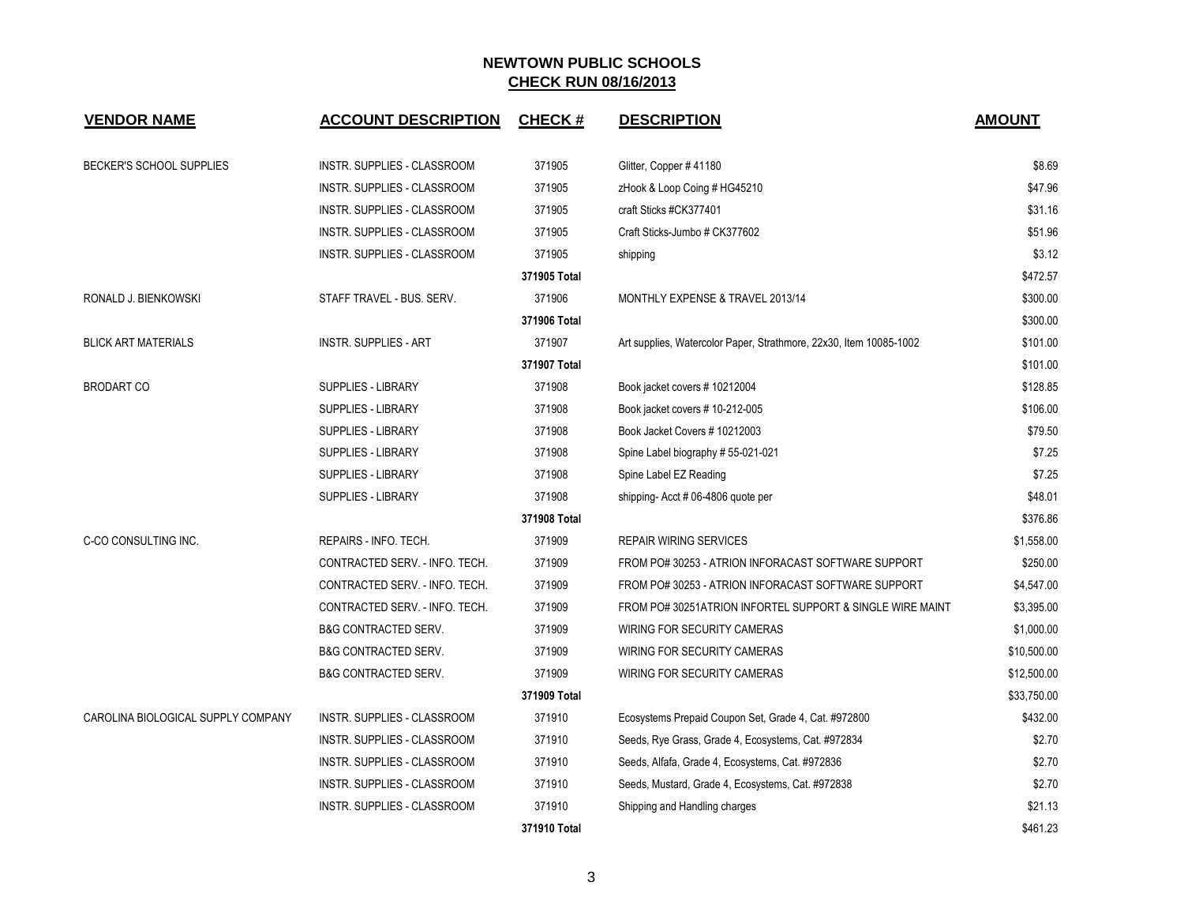## NEWTOWN PUBLIC SCHOOLS
## CHECK RUN 08/16/2013

| VENDOR NAME | ACCOUNT DESCRIPTION | CHECK # | DESCRIPTION | AMOUNT |
|---|---|---|---|---|
| BECKER'S SCHOOL SUPPLIES | INSTR. SUPPLIES - CLASSROOM | 371905 | Glitter, Copper # 41180 | $8.69 |
| | INSTR. SUPPLIES - CLASSROOM | 371905 | zHook & Loop Coing # HG45210 | $47.96 |
| | INSTR. SUPPLIES - CLASSROOM | 371905 | craft Sticks #CK377401 | $31.16 |
| | INSTR. SUPPLIES - CLASSROOM | 371905 | Craft Sticks-Jumbo # CK377602 | $51.96 |
| | INSTR. SUPPLIES - CLASSROOM | 371905 | shipping | $3.12 |
| | | 371905 Total | | $472.57 |
| RONALD J. BIENKOWSKI | STAFF TRAVEL - BUS. SERV. | 371906 | MONTHLY EXPENSE & TRAVEL 2013/14 | $300.00 |
| | | 371906 Total | | $300.00 |
| BLICK ART MATERIALS | INSTR. SUPPLIES - ART | 371907 | Art supplies, Watercolor Paper, Strathmore, 22x30, Item 10085-1002 | $101.00 |
| | | 371907 Total | | $101.00 |
| BRODART CO | SUPPLIES - LIBRARY | 371908 | Book jacket covers # 10212004 | $128.85 |
| | SUPPLIES - LIBRARY | 371908 | Book jacket covers # 10-212-005 | $106.00 |
| | SUPPLIES - LIBRARY | 371908 | Book Jacket Covers # 10212003 | $79.50 |
| | SUPPLIES - LIBRARY | 371908 | Spine Label biography # 55-021-021 | $7.25 |
| | SUPPLIES - LIBRARY | 371908 | Spine Label EZ Reading | $7.25 |
| | SUPPLIES - LIBRARY | 371908 | shipping- Acct # 06-4806 quote per | $48.01 |
| | | 371908 Total | | $376.86 |
| C-CO CONSULTING INC. | REPAIRS - INFO. TECH. | 371909 | REPAIR WIRING SERVICES | $1,558.00 |
| | CONTRACTED SERV. - INFO. TECH. | 371909 | FROM PO# 30253 - ATRION INFORACAST SOFTWARE SUPPORT | $250.00 |
| | CONTRACTED SERV. - INFO. TECH. | 371909 | FROM PO# 30253 - ATRION INFORACAST SOFTWARE SUPPORT | $4,547.00 |
| | CONTRACTED SERV. - INFO. TECH. | 371909 | FROM PO# 30251ATRION INFORTEL SUPPORT & SINGLE WIRE MAINT | $3,395.00 |
| | B&G CONTRACTED SERV. | 371909 | WIRING FOR SECURITY CAMERAS | $1,000.00 |
| | B&G CONTRACTED SERV. | 371909 | WIRING FOR SECURITY CAMERAS | $10,500.00 |
| | B&G CONTRACTED SERV. | 371909 | WIRING FOR SECURITY CAMERAS | $12,500.00 |
| | | 371909 Total | | $33,750.00 |
| CAROLINA BIOLOGICAL SUPPLY COMPANY | INSTR. SUPPLIES - CLASSROOM | 371910 | Ecosystems Prepaid Coupon Set, Grade 4, Cat. #972800 | $432.00 |
| | INSTR. SUPPLIES - CLASSROOM | 371910 | Seeds, Rye Grass, Grade 4, Ecosystems, Cat. #972834 | $2.70 |
| | INSTR. SUPPLIES - CLASSROOM | 371910 | Seeds, Alfafa, Grade 4, Ecosystems, Cat. #972836 | $2.70 |
| | INSTR. SUPPLIES - CLASSROOM | 371910 | Seeds, Mustard, Grade 4, Ecosystems, Cat. #972838 | $2.70 |
| | INSTR. SUPPLIES - CLASSROOM | 371910 | Shipping and Handling charges | $21.13 |
| | | 371910 Total | | $461.23 |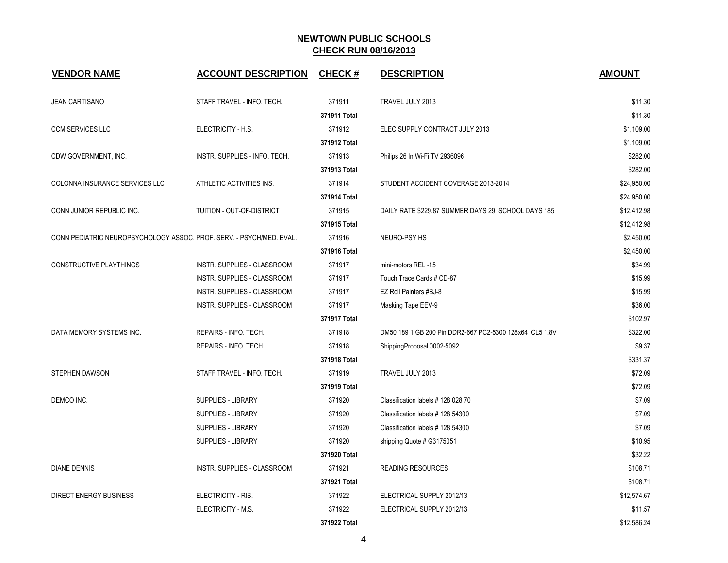## NEWTOWN PUBLIC SCHOOLS
## CHECK RUN 08/16/2013

| VENDOR NAME | ACCOUNT DESCRIPTION | CHECK # | DESCRIPTION | AMOUNT |
|---|---|---|---|---|
| JEAN CARTISANO | STAFF TRAVEL - INFO. TECH. | 371911 | TRAVEL JULY 2013 | $11.30 |
| | | 371911 Total | | $11.30 |
| CCM SERVICES LLC | ELECTRICITY - H.S. | 371912 | ELEC SUPPLY CONTRACT JULY 2013 | $1,109.00 |
| | | 371912 Total | | $1,109.00 |
| CDW GOVERNMENT, INC. | INSTR. SUPPLIES - INFO. TECH. | 371913 | Philips 26 In Wi-Fi TV 2936096 | $282.00 |
| | | 371913 Total | | $282.00 |
| COLONNA INSURANCE SERVICES LLC | ATHLETIC ACTIVITIES INS. | 371914 | STUDENT ACCIDENT COVERAGE 2013-2014 | $24,950.00 |
| | | 371914 Total | | $24,950.00 |
| CONN JUNIOR REPUBLIC INC. | TUITION - OUT-OF-DISTRICT | 371915 | DAILY RATE $229.87 SUMMER DAYS 29, SCHOOL DAYS 185 | $12,412.98 |
| | | 371915 Total | | $12,412.98 |
| CONN PEDIATRIC NEUROPSYCHOLOGY ASSOC. | PROF. SERV. - PSYCH/MED. EVAL. | 371916 | NEURO-PSY HS | $2,450.00 |
| | | 371916 Total | | $2,450.00 |
| CONSTRUCTIVE PLAYTHINGS | INSTR. SUPPLIES - CLASSROOM | 371917 | mini-motors REL -15 | $34.99 |
| | INSTR. SUPPLIES - CLASSROOM | 371917 | Touch Trace Cards # CD-87 | $15.99 |
| | INSTR. SUPPLIES - CLASSROOM | 371917 | EZ Roll Painters #BJ-8 | $15.99 |
| | INSTR. SUPPLIES - CLASSROOM | 371917 | Masking Tape EEV-9 | $36.00 |
| | | 371917 Total | | $102.97 |
| DATA MEMORY SYSTEMS INC. | REPAIRS - INFO. TECH. | 371918 | DM50 189 1 GB 200 Pin DDR2-667 PC2-5300 128x64 CL5 1.8V | $322.00 |
| | REPAIRS - INFO. TECH. | 371918 | ShippingProposal 0002-5092 | $9.37 |
| | | 371918 Total | | $331.37 |
| STEPHEN DAWSON | STAFF TRAVEL - INFO. TECH. | 371919 | TRAVEL JULY 2013 | $72.09 |
| | | 371919 Total | | $72.09 |
| DEMCO INC. | SUPPLIES - LIBRARY | 371920 | Classification labels # 128 028 70 | $7.09 |
| | SUPPLIES - LIBRARY | 371920 | Classification labels # 128 54300 | $7.09 |
| | SUPPLIES - LIBRARY | 371920 | Classification labels # 128 54300 | $7.09 |
| | SUPPLIES - LIBRARY | 371920 | shipping Quote # G3175051 | $10.95 |
| | | 371920 Total | | $32.22 |
| DIANE DENNIS | INSTR. SUPPLIES - CLASSROOM | 371921 | READING RESOURCES | $108.71 |
| | | 371921 Total | | $108.71 |
| DIRECT ENERGY BUSINESS | ELECTRICITY - RIS. | 371922 | ELECTRICAL SUPPLY 2012/13 | $12,574.67 |
| | ELECTRICITY - M.S. | 371922 | ELECTRICAL SUPPLY 2012/13 | $11.57 |
| | | 371922 Total | | $12,586.24 |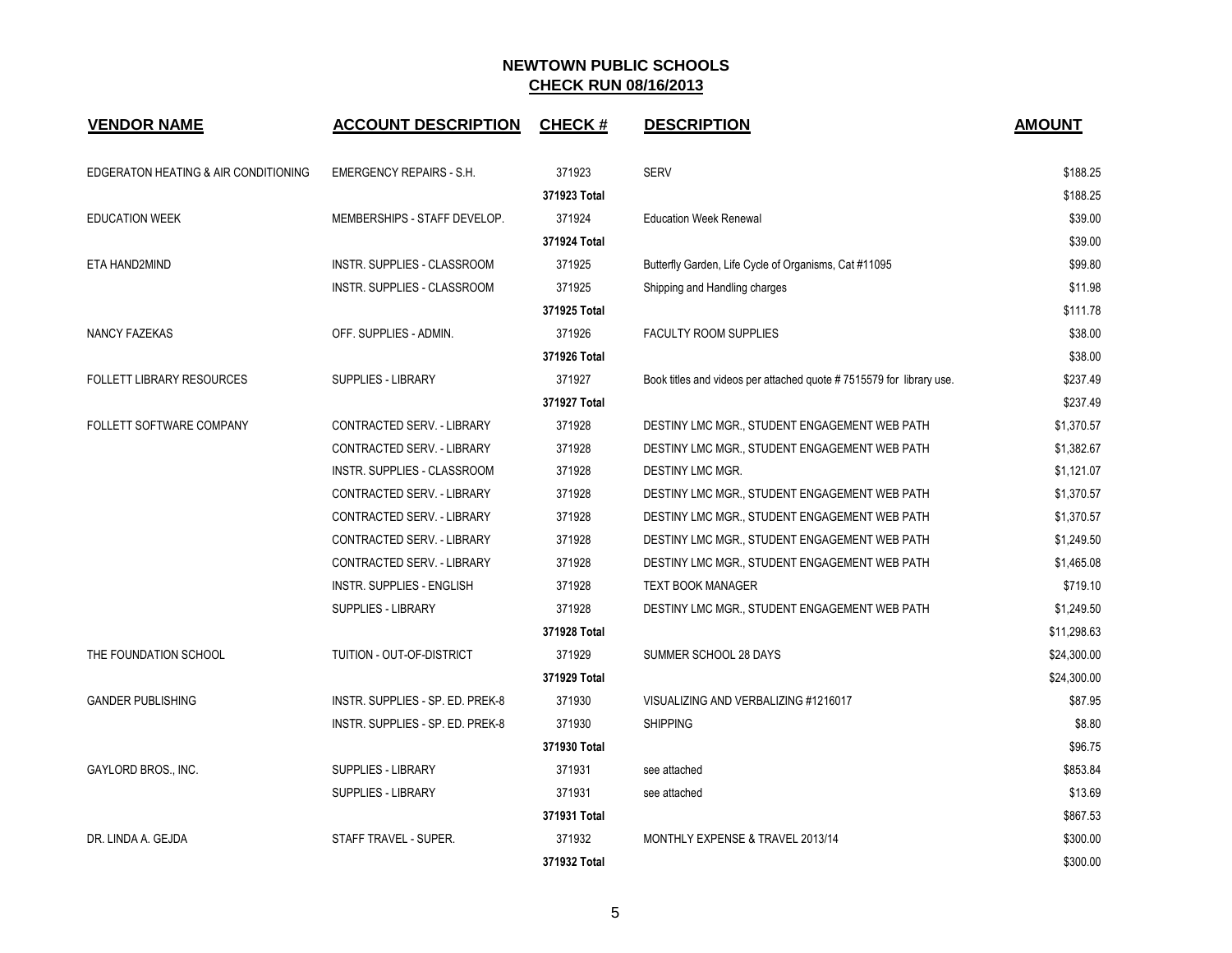## NEWTOWN PUBLIC SCHOOLS
## CHECK RUN 08/16/2013

| VENDOR NAME | ACCOUNT DESCRIPTION | CHECK # | DESCRIPTION | AMOUNT |
|---|---|---|---|---|
| EDGERATON HEATING & AIR CONDITIONING | EMERGENCY REPAIRS - S.H. | 371923 | SERV | $188.25 |
| | | **371923 Total** | | $188.25 |
| EDUCATION WEEK | MEMBERSHIPS - STAFF DEVELOP. | 371924 | Education Week Renewal | $39.00 |
| | | **371924 Total** | | $39.00 |
| ETA HAND2MIND | INSTR. SUPPLIES - CLASSROOM | 371925 | Butterfly Garden, Life Cycle of Organisms, Cat #11095 | $99.80 |
| | INSTR. SUPPLIES - CLASSROOM | 371925 | Shipping and Handling charges | $11.98 |
| | | **371925 Total** | | $111.78 |
| NANCY FAZEKAS | OFF. SUPPLIES - ADMIN. | 371926 | FACULTY ROOM SUPPLIES | $38.00 |
| | | **371926 Total** | | $38.00 |
| FOLLETT LIBRARY RESOURCES | SUPPLIES - LIBRARY | 371927 | Book titles and videos per attached quote # 7515579 for library use. | $237.49 |
| | | **371927 Total** | | $237.49 |
| FOLLETT SOFTWARE COMPANY | CONTRACTED SERV. - LIBRARY | 371928 | DESTINY LMC MGR., STUDENT ENGAGEMENT WEB PATH | $1,370.57 |
| | CONTRACTED SERV. - LIBRARY | 371928 | DESTINY LMC MGR., STUDENT ENGAGEMENT WEB PATH | $1,382.67 |
| | INSTR. SUPPLIES - CLASSROOM | 371928 | DESTINY LMC MGR. | $1,121.07 |
| | CONTRACTED SERV. - LIBRARY | 371928 | DESTINY LMC MGR., STUDENT ENGAGEMENT WEB PATH | $1,370.57 |
| | CONTRACTED SERV. - LIBRARY | 371928 | DESTINY LMC MGR., STUDENT ENGAGEMENT WEB PATH | $1,370.57 |
| | CONTRACTED SERV. - LIBRARY | 371928 | DESTINY LMC MGR., STUDENT ENGAGEMENT WEB PATH | $1,249.50 |
| | CONTRACTED SERV. - LIBRARY | 371928 | DESTINY LMC MGR., STUDENT ENGAGEMENT WEB PATH | $1,465.08 |
| | INSTR. SUPPLIES - ENGLISH | 371928 | TEXT BOOK MANAGER | $719.10 |
| | SUPPLIES - LIBRARY | 371928 | DESTINY LMC MGR., STUDENT ENGAGEMENT WEB PATH | $1,249.50 |
| | | **371928 Total** | | $11,298.63 |
| THE FOUNDATION SCHOOL | TUITION - OUT-OF-DISTRICT | 371929 | SUMMER SCHOOL 28 DAYS | $24,300.00 |
| | | **371929 Total** | | $24,300.00 |
| GANDER PUBLISHING | INSTR. SUPPLIES - SP. ED. PREK-8 | 371930 | VISUALIZING AND VERBALIZING #1216017 | $87.95 |
| | INSTR. SUPPLIES - SP. ED. PREK-8 | 371930 | SHIPPING | $8.80 |
| | | **371930 Total** | | $96.75 |
| GAYLORD BROS., INC. | SUPPLIES - LIBRARY | 371931 | see attached | $853.84 |
| | SUPPLIES - LIBRARY | 371931 | see attached | $13.69 |
| | | **371931 Total** | | $867.53 |
| DR. LINDA A. GEJDA | STAFF TRAVEL - SUPER. | 371932 | MONTHLY EXPENSE & TRAVEL 2013/14 | $300.00 |
| | | **371932 Total** | | $300.00 |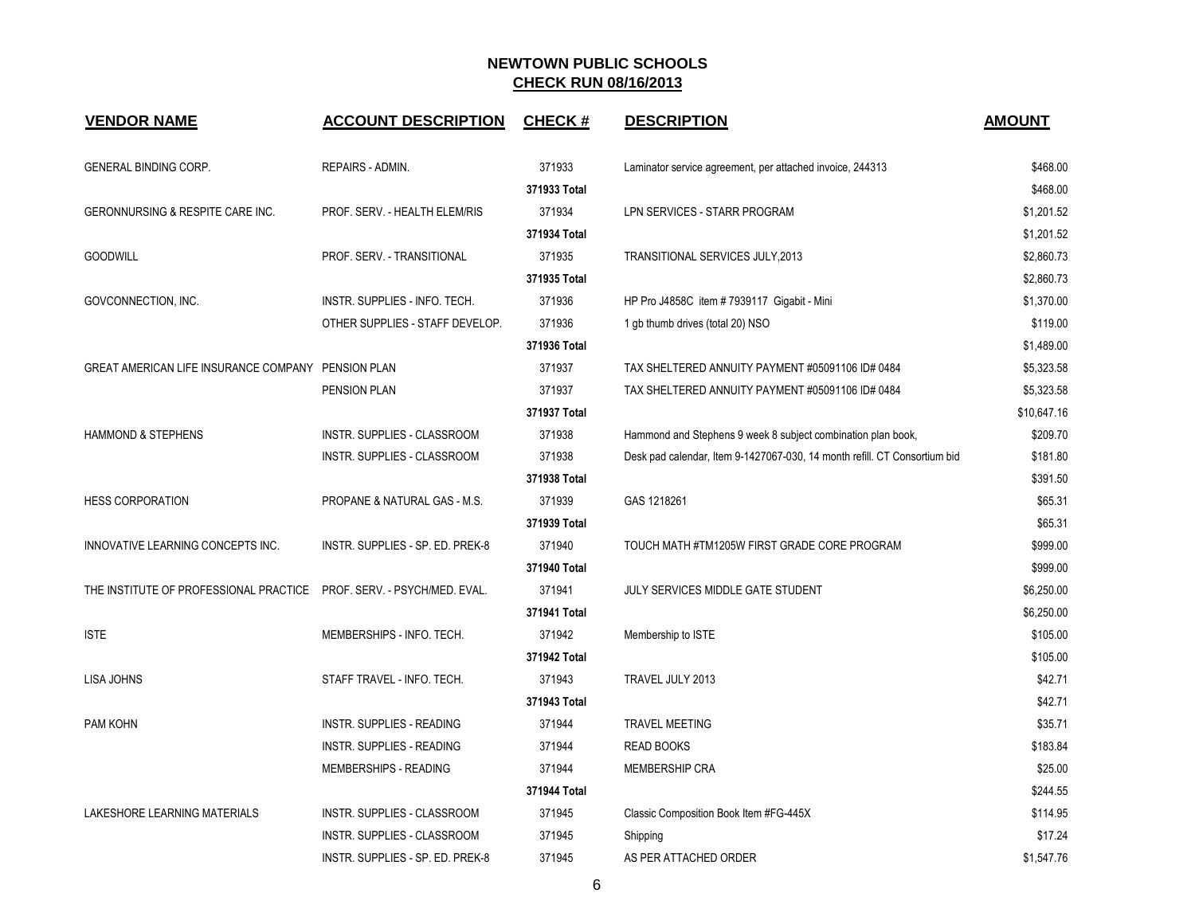## NEWTOWN PUBLIC SCHOOLS
## CHECK RUN 08/16/2013

| VENDOR NAME | ACCOUNT DESCRIPTION | CHECK # | DESCRIPTION | AMOUNT |
|---|---|---|---|---|
| GENERAL BINDING CORP. | REPAIRS - ADMIN. | 371933 | Laminator service agreement, per attached invoice, 244313 | $468.00 |
| | | 371933 Total | | $468.00 |
| GERONNURSING & RESPITE CARE INC. | PROF. SERV. - HEALTH ELEM/RIS | 371934 | LPN SERVICES - STARR PROGRAM | $1,201.52 |
| | | 371934 Total | | $1,201.52 |
| GOODWILL | PROF. SERV. - TRANSITIONAL | 371935 | TRANSITIONAL SERVICES JULY,2013 | $2,860.73 |
| | | 371935 Total | | $2,860.73 |
| GOVCONNECTION, INC. | INSTR. SUPPLIES - INFO. TECH. | 371936 | HP Pro J4858C item # 7939117 Gigabit - Mini | $1,370.00 |
| | OTHER SUPPLIES - STAFF DEVELOP. | 371936 | 1 gb thumb drives (total 20) NSO | $119.00 |
| | | 371936 Total | | $1,489.00 |
| GREAT AMERICAN LIFE INSURANCE COMPANY | PENSION PLAN | 371937 | TAX SHELTERED ANNUITY PAYMENT #05091106 ID# 0484 | $5,323.58 |
| | PENSION PLAN | 371937 | TAX SHELTERED ANNUITY PAYMENT #05091106 ID# 0484 | $5,323.58 |
| | | 371937 Total | | $10,647.16 |
| HAMMOND & STEPHENS | INSTR. SUPPLIES - CLASSROOM | 371938 | Hammond and Stephens 9 week 8 subject combination plan book, | $209.70 |
| | INSTR. SUPPLIES - CLASSROOM | 371938 | Desk pad calendar, Item 9-1427067-030, 14 month refill. CT Consortium bid | $181.80 |
| | | 371938 Total | | $391.50 |
| HESS CORPORATION | PROPANE & NATURAL GAS - M.S. | 371939 | GAS 1218261 | $65.31 |
| | | 371939 Total | | $65.31 |
| INNOVATIVE LEARNING CONCEPTS INC. | INSTR. SUPPLIES - SP. ED. PREK-8 | 371940 | TOUCH MATH #TM1205W FIRST GRADE CORE PROGRAM | $999.00 |
| | | 371940 Total | | $999.00 |
| THE INSTITUTE OF PROFESSIONAL PRACTICE | PROF. SERV. - PSYCH/MED. EVAL. | 371941 | JULY SERVICES MIDDLE GATE STUDENT | $6,250.00 |
| | | 371941 Total | | $6,250.00 |
| ISTE | MEMBERSHIPS - INFO. TECH. | 371942 | Membership to ISTE | $105.00 |
| | | 371942 Total | | $105.00 |
| LISA JOHNS | STAFF TRAVEL - INFO. TECH. | 371943 | TRAVEL JULY 2013 | $42.71 |
| | | 371943 Total | | $42.71 |
| PAM KOHN | INSTR. SUPPLIES - READING | 371944 | TRAVEL MEETING | $35.71 |
| | INSTR. SUPPLIES - READING | 371944 | READ BOOKS | $183.84 |
| | MEMBERSHIPS - READING | 371944 | MEMBERSHIP CRA | $25.00 |
| | | 371944 Total | | $244.55 |
| LAKESHORE LEARNING MATERIALS | INSTR. SUPPLIES - CLASSROOM | 371945 | Classic Composition Book Item #FG-445X | $114.95 |
| | INSTR. SUPPLIES - CLASSROOM | 371945 | Shipping | $17.24 |
| | INSTR. SUPPLIES - SP. ED. PREK-8 | 371945 | AS PER ATTACHED ORDER | $1,547.76 |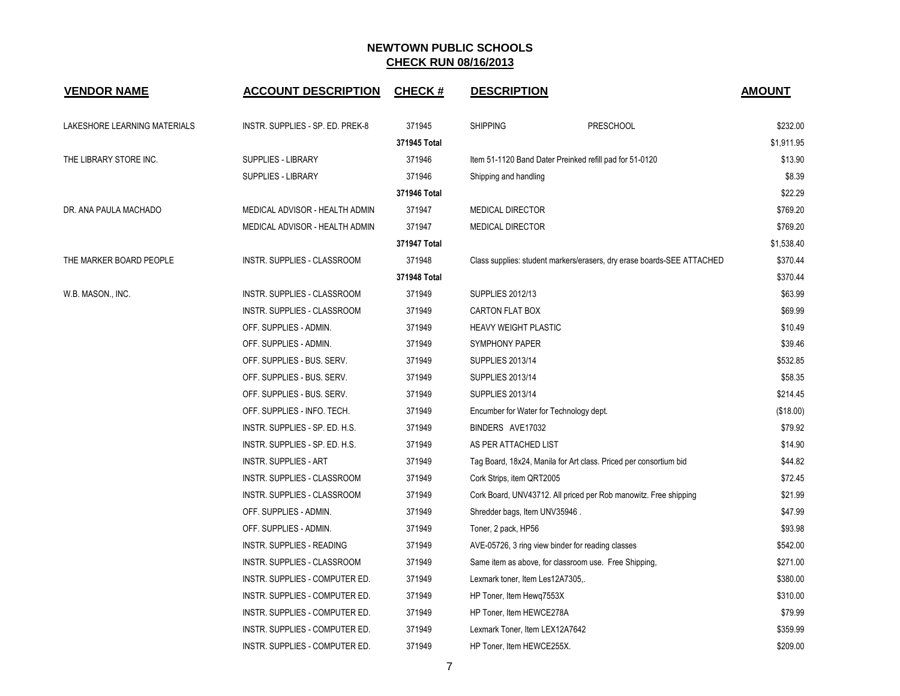# NEWTOWN PUBLIC SCHOOLS

## CHECK RUN 08/16/2013

| VENDOR NAME | ACCOUNT DESCRIPTION | CHECK # | DESCRIPTION | AMOUNT |
|---|---|---|---|---|
| LAKESHORE LEARNING MATERIALS | INSTR. SUPPLIES - SP. ED. PREK-8 | 371945 | SHIPPING PRESCHOOL | $232.00 |
| | | 371945 Total | | $1,911.95 |
| THE LIBRARY STORE INC. | SUPPLIES - LIBRARY | 371946 | Item 51-1120 Band Dater Preinked refill pad for 51-0120 | $13.90 |
| | SUPPLIES - LIBRARY | 371946 | Shipping and handling | $8.39 |
| | | 371946 Total | | $22.29 |
| DR. ANA PAULA MACHADO | MEDICAL ADVISOR - HEALTH ADMIN | 371947 | MEDICAL DIRECTOR | $769.20 |
| | MEDICAL ADVISOR - HEALTH ADMIN | 371947 | MEDICAL DIRECTOR | $769.20 |
| | | 371947 Total | | $1,538.40 |
| THE MARKER BOARD PEOPLE | INSTR. SUPPLIES - CLASSROOM | 371948 | Class supplies: student markers/erasers, dry erase boards-SEE ATTACHED | $370.44 |
| | | 371948 Total | | $370.44 |
| W.B. MASON., INC. | INSTR. SUPPLIES - CLASSROOM | 371949 | SUPPLIES 2012/13 | $63.99 |
| | INSTR. SUPPLIES - CLASSROOM | 371949 | CARTON FLAT BOX | $69.99 |
| | OFF. SUPPLIES - ADMIN. | 371949 | HEAVY WEIGHT PLASTIC | $10.49 |
| | OFF. SUPPLIES - ADMIN. | 371949 | SYMPHONY PAPER | $39.46 |
| | OFF. SUPPLIES - BUS. SERV. | 371949 | SUPPLIES 2013/14 | $532.85 |
| | OFF. SUPPLIES - BUS. SERV. | 371949 | SUPPLIES 2013/14 | $58.35 |
| | OFF. SUPPLIES - BUS. SERV. | 371949 | SUPPLIES 2013/14 | $214.45 |
| | OFF. SUPPLIES - INFO. TECH. | 371949 | Encumber for Water for Technology dept. | ($18.00) |
| | INSTR. SUPPLIES - SP. ED. H.S. | 371949 | BINDERS AVE17032 | $79.92 |
| | INSTR. SUPPLIES - SP. ED. H.S. | 371949 | AS PER ATTACHED LIST | $14.90 |
| | INSTR. SUPPLIES - ART | 371949 | Tag Board, 18x24, Manila for Art class. Priced per consortium bid | $44.82 |
| | INSTR. SUPPLIES - CLASSROOM | 371949 | Cork Strips, item QRT2005 | $72.45 |
| | INSTR. SUPPLIES - CLASSROOM | 371949 | Cork Board, UNV43712. All priced per Rob manowitz. Free shipping | $21.99 |
| | OFF. SUPPLIES - ADMIN. | 371949 | Shredder bags, Item UNV35946 . | $47.99 |
| | OFF. SUPPLIES - ADMIN. | 371949 | Toner, 2 pack, HP56 | $93.98 |
| | INSTR. SUPPLIES - READING | 371949 | AVE-05726, 3 ring view binder for reading classes | $542.00 |
| | INSTR. SUPPLIES - CLASSROOM | 371949 | Same item as above, for classroom use. Free Shipping, | $271.00 |
| | INSTR. SUPPLIES - COMPUTER ED. | 371949 | Lexmark toner, Item Les12A7305,. | $380.00 |
| | INSTR. SUPPLIES - COMPUTER ED. | 371949 | HP Toner, Item Hewq7553X | $310.00 |
| | INSTR. SUPPLIES - COMPUTER ED. | 371949 | HP Toner, Item HEWCE278A | $79.99 |
| | INSTR. SUPPLIES - COMPUTER ED. | 371949 | Lexmark Toner, Item LEX12A7642 | $359.99 |
| | INSTR. SUPPLIES - COMPUTER ED. | 371949 | HP Toner, Item HEWCE255X. | $209.00 |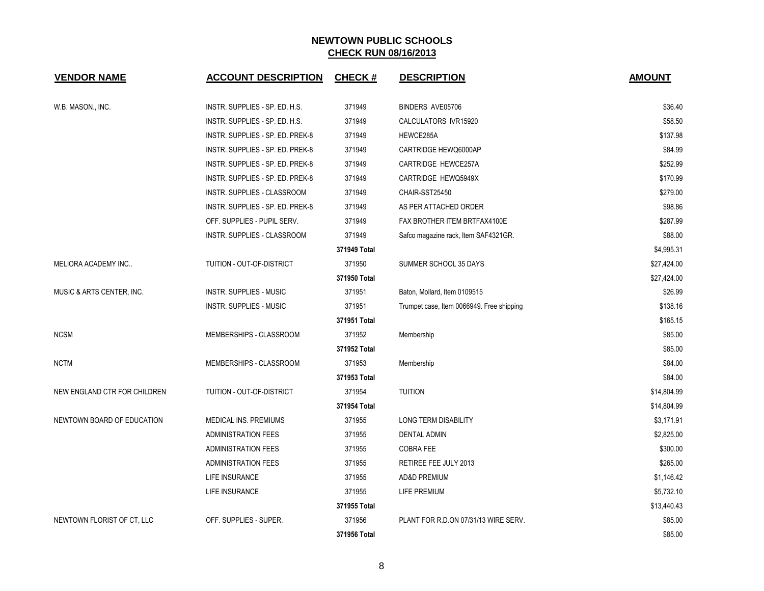# NEWTOWN PUBLIC SCHOOLS
## CHECK RUN 08/16/2013

| VENDOR NAME | ACCOUNT DESCRIPTION | CHECK # | DESCRIPTION | AMOUNT |
|---|---|---|---|---|
| W.B. MASON., INC. | INSTR. SUPPLIES - SP. ED. H.S. | 371949 | BINDERS AVE05706 | $36.40 |
| | INSTR. SUPPLIES - SP. ED. H.S. | 371949 | CALCULATORS IVR15920 | $58.50 |
| | INSTR. SUPPLIES - SP. ED. PREK-8 | 371949 | HEWCE285A | $137.98 |
| | INSTR. SUPPLIES - SP. ED. PREK-8 | 371949 | CARTRIDGE HEWQ6000AP | $84.99 |
| | INSTR. SUPPLIES - SP. ED. PREK-8 | 371949 | CARTRIDGE HEWCE257A | $252.99 |
| | INSTR. SUPPLIES - SP. ED. PREK-8 | 371949 | CARTRIDGE HEWQ5949X | $170.99 |
| | INSTR. SUPPLIES - CLASSROOM | 371949 | CHAIR-SST25450 | $279.00 |
| | INSTR. SUPPLIES - SP. ED. PREK-8 | 371949 | AS PER ATTACHED ORDER | $98.86 |
| | OFF. SUPPLIES - PUPIL SERV. | 371949 | FAX BROTHER ITEM BRTFAX4100E | $287.99 |
| | INSTR. SUPPLIES - CLASSROOM | 371949 | Safco magazine rack, Item SAF4321GR. | $88.00 |
| | | **371949 Total** | | $4,995.31 |
| MELIORA ACADEMY INC.. | TUITION - OUT-OF-DISTRICT | 371950 | SUMMER SCHOOL 35 DAYS | $27,424.00 |
| | | **371950 Total** | | $27,424.00 |
| MUSIC & ARTS CENTER, INC. | INSTR. SUPPLIES - MUSIC | 371951 | Baton, Mollard, Item 0109515 | $26.99 |
| | INSTR. SUPPLIES - MUSIC | 371951 | Trumpet case, Item 0066949. Free shipping | $138.16 |
| | | **371951 Total** | | $165.15 |
| NCSM | MEMBERSHIPS - CLASSROOM | 371952 | Membership | $85.00 |
| | | **371952 Total** | | $85.00 |
| NCTM | MEMBERSHIPS - CLASSROOM | 371953 | Membership | $84.00 |
| | | **371953 Total** | | $84.00 |
| NEW ENGLAND CTR FOR CHILDREN | TUITION - OUT-OF-DISTRICT | 371954 | TUITION | $14,804.99 |
| | | **371954 Total** | | $14,804.99 |
| NEWTOWN BOARD OF EDUCATION | MEDICAL INS. PREMIUMS | 371955 | LONG TERM DISABILITY | $3,171.91 |
| | ADMINISTRATION FEES | 371955 | DENTAL ADMIN | $2,825.00 |
| | ADMINISTRATION FEES | 371955 | COBRA FEE | $300.00 |
| | ADMINISTRATION FEES | 371955 | RETIREE FEE JULY 2013 | $265.00 |
| | LIFE INSURANCE | 371955 | AD&D PREMIUM | $1,146.42 |
| | LIFE INSURANCE | 371955 | LIFE PREMIUM | $5,732.10 |
| | | **371955 Total** | | $13,440.43 |
| NEWTOWN FLORIST OF CT, LLC | OFF. SUPPLIES - SUPER. | 371956 | PLANT FOR R.D.ON 07/31/13 WIRE SERV. | $85.00 |
| | | **371956 Total** | | $85.00 |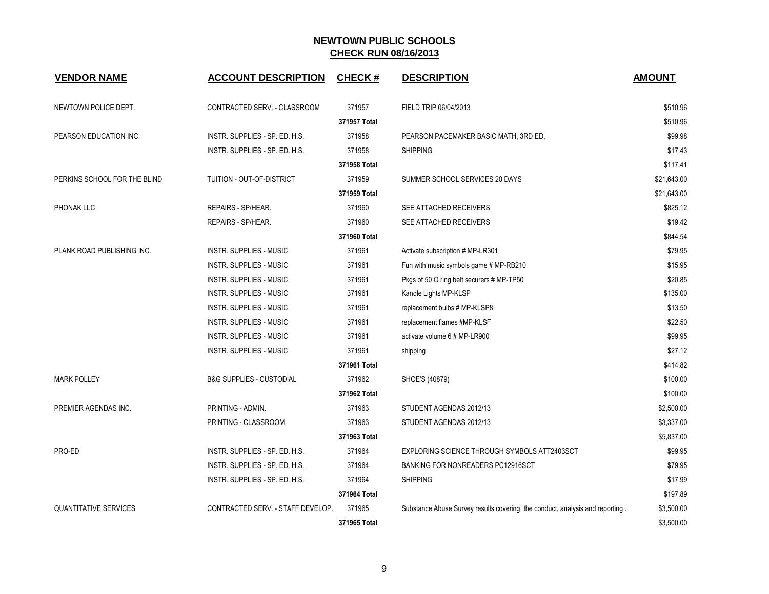# NEWTOWN PUBLIC SCHOOLS

## CHECK RUN 08/16/2013

| VENDOR NAME | ACCOUNT DESCRIPTION | CHECK # | DESCRIPTION | AMOUNT |
|---|---|---|---|---|
| NEWTOWN POLICE DEPT. | CONTRACTED SERV. - CLASSROOM | 371957 | FIELD TRIP 06/04/2013 | $510.96 |
| | | 371957 Total | | $510.96 |
| PEARSON EDUCATION INC. | INSTR. SUPPLIES - SP. ED. H.S. | 371958 | PEARSON PACEMAKER BASIC MATH, 3RD ED, | $99.98 |
| | INSTR. SUPPLIES - SP. ED. H.S. | 371958 | SHIPPING | $17.43 |
| | | 371958 Total | | $117.41 |
| PERKINS SCHOOL FOR THE BLIND | TUITION - OUT-OF-DISTRICT | 371959 | SUMMER SCHOOL SERVICES 20 DAYS | $21,643.00 |
| | | 371959 Total | | $21,643.00 |
| PHONAK LLC | REPAIRS - SP/HEAR. | 371960 | SEE ATTACHED RECEIVERS | $825.12 |
| | REPAIRS - SP/HEAR. | 371960 | SEE ATTACHED RECEIVERS | $19.42 |
| | | 371960 Total | | $844.54 |
| PLANK ROAD PUBLISHING INC. | INSTR. SUPPLIES - MUSIC | 371961 | Activate subscription # MP-LR301 | $79.95 |
| | INSTR. SUPPLIES - MUSIC | 371961 | Fun with music symbols game # MP-RB210 | $15.95 |
| | INSTR. SUPPLIES - MUSIC | 371961 | Pkgs of 50 O ring belt securers # MP-TP50 | $20.85 |
| | INSTR. SUPPLIES - MUSIC | 371961 | Kandle Lights MP-KLSP | $135.00 |
| | INSTR. SUPPLIES - MUSIC | 371961 | replacement bulbs # MP-KLSP8 | $13.50 |
| | INSTR. SUPPLIES - MUSIC | 371961 | replacement flames #MP-KLSF | $22.50 |
| | INSTR. SUPPLIES - MUSIC | 371961 | activate volume 6 # MP-LR900 | $99.95 |
| | INSTR. SUPPLIES - MUSIC | 371961 | shipping | $27.12 |
| | | 371961 Total | | $414.82 |
| MARK POLLEY | B&G SUPPLIES - CUSTODIAL | 371962 | SHOE'S (40879) | $100.00 |
| | | 371962 Total | | $100.00 |
| PREMIER AGENDAS INC. | PRINTING - ADMIN. | 371963 | STUDENT AGENDAS 2012/13 | $2,500.00 |
| | PRINTING - CLASSROOM | 371963 | STUDENT AGENDAS 2012/13 | $3,337.00 |
| | | 371963 Total | | $5,837.00 |
| PRO-ED | INSTR. SUPPLIES - SP. ED. H.S. | 371964 | EXPLORING SCIENCE THROUGH SYMBOLS ATT2403SCT | $99.95 |
| | INSTR. SUPPLIES - SP. ED. H.S. | 371964 | BANKING FOR NONREADERS PC12916SCT | $79.95 |
| | INSTR. SUPPLIES - SP. ED. H.S. | 371964 | SHIPPING | $17.99 |
| | | 371964 Total | | $197.89 |
| QUANTITATIVE SERVICES | CONTRACTED SERV. - STAFF DEVELOP. | 371965 | Substance Abuse Survey results covering the conduct, analysis and reporting . | $3,500.00 |
| | | 371965 Total | | $3,500.00 |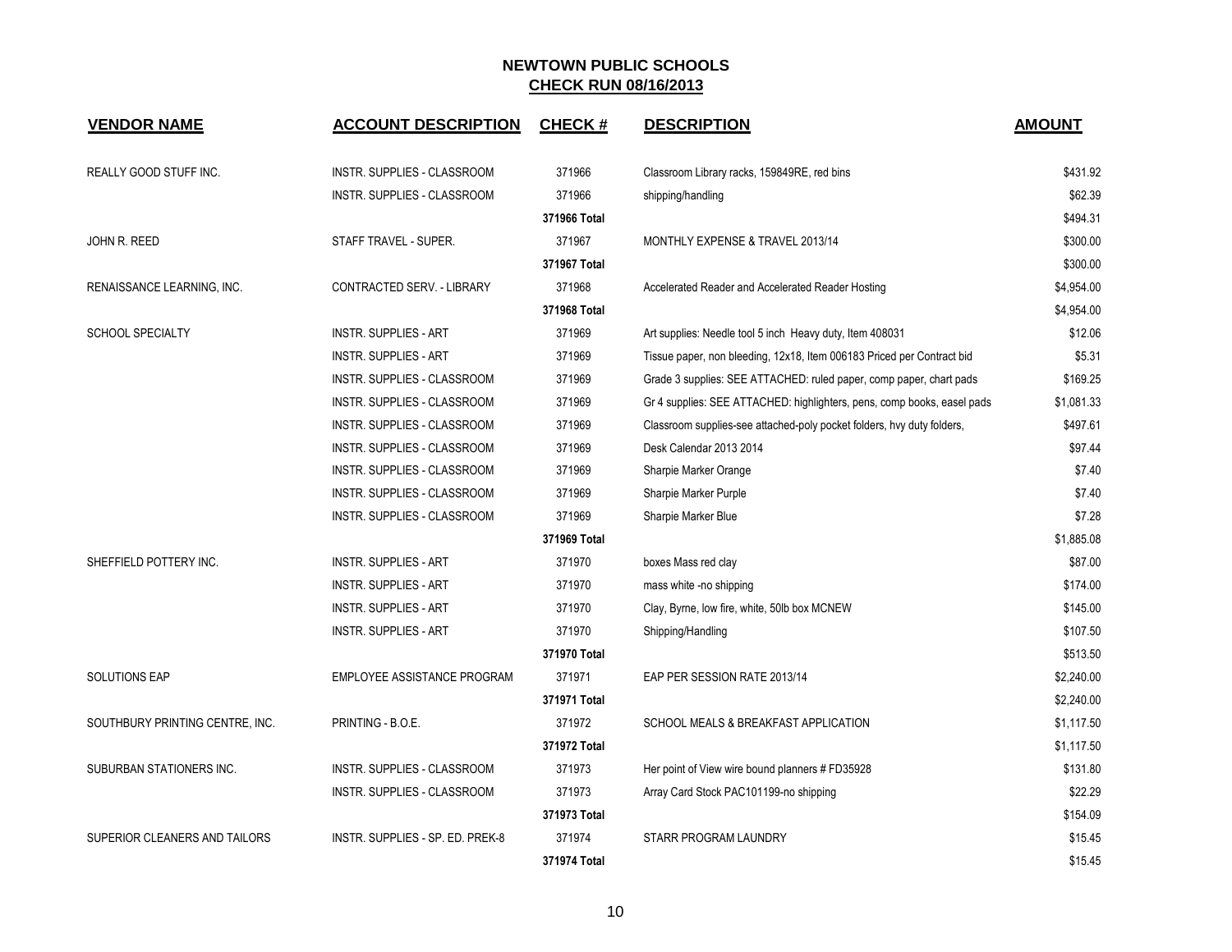## NEWTOWN PUBLIC SCHOOLS
## CHECK RUN 08/16/2013

| VENDOR NAME | ACCOUNT DESCRIPTION | CHECK # | DESCRIPTION | AMOUNT |
|---|---|---|---|---|
| REALLY GOOD STUFF INC. | INSTR. SUPPLIES - CLASSROOM | 371966 | Classroom Library racks, 159849RE, red bins | $431.92 |
| | INSTR. SUPPLIES - CLASSROOM | 371966 | shipping/handling | $62.39 |
| | | 371966 Total | | $494.31 |
| JOHN R. REED | STAFF TRAVEL - SUPER. | 371967 | MONTHLY EXPENSE & TRAVEL 2013/14 | $300.00 |
| | | 371967 Total | | $300.00 |
| RENAISSANCE LEARNING, INC. | CONTRACTED SERV. - LIBRARY | 371968 | Accelerated Reader and Accelerated Reader Hosting | $4,954.00 |
| | | 371968 Total | | $4,954.00 |
| SCHOOL SPECIALTY | INSTR. SUPPLIES - ART | 371969 | Art supplies: Needle tool 5 inch Heavy duty, Item 408031 | $12.06 |
| | INSTR. SUPPLIES - ART | 371969 | Tissue paper, non bleeding, 12x18, Item 006183 Priced per Contract bid | $5.31 |
| | INSTR. SUPPLIES - CLASSROOM | 371969 | Grade 3 supplies: SEE ATTACHED: ruled paper, comp paper, chart pads | $169.25 |
| | INSTR. SUPPLIES - CLASSROOM | 371969 | Gr 4 supplies: SEE ATTACHED: highlighters, pens, comp books, easel pads | $1,081.33 |
| | INSTR. SUPPLIES - CLASSROOM | 371969 | Classroom supplies-see attached-poly pocket folders, hvy duty folders, | $497.61 |
| | INSTR. SUPPLIES - CLASSROOM | 371969 | Desk Calendar 2013 2014 | $97.44 |
| | INSTR. SUPPLIES - CLASSROOM | 371969 | Sharpie Marker Orange | $7.40 |
| | INSTR. SUPPLIES - CLASSROOM | 371969 | Sharpie Marker Purple | $7.40 |
| | INSTR. SUPPLIES - CLASSROOM | 371969 | Sharpie Marker Blue | $7.28 |
| | | 371969 Total | | $1,885.08 |
| SHEFFIELD POTTERY INC. | INSTR. SUPPLIES - ART | 371970 | boxes Mass red clay | $87.00 |
| | INSTR. SUPPLIES - ART | 371970 | mass white -no shipping | $174.00 |
| | INSTR. SUPPLIES - ART | 371970 | Clay, Byrne, low fire, white, 50lb box MCNEW | $145.00 |
| | INSTR. SUPPLIES - ART | 371970 | Shipping/Handling | $107.50 |
| | | 371970 Total | | $513.50 |
| SOLUTIONS EAP | EMPLOYEE ASSISTANCE PROGRAM | 371971 | EAP PER SESSION RATE 2013/14 | $2,240.00 |
| | | 371971 Total | | $2,240.00 |
| SOUTHBURY PRINTING CENTRE, INC. | PRINTING - B.O.E. | 371972 | SCHOOL MEALS & BREAKFAST APPLICATION | $1,117.50 |
| | | 371972 Total | | $1,117.50 |
| SUBURBAN STATIONERS INC. | INSTR. SUPPLIES - CLASSROOM | 371973 | Her point of View wire bound planners # FD35928 | $131.80 |
| | INSTR. SUPPLIES - CLASSROOM | 371973 | Array Card Stock PAC101199-no shipping | $22.29 |
| | | 371973 Total | | $154.09 |
| SUPERIOR CLEANERS AND TAILORS | INSTR. SUPPLIES - SP. ED. PREK-8 | 371974 | STARR PROGRAM LAUNDRY | $15.45 |
| | | 371974 Total | | $15.45 |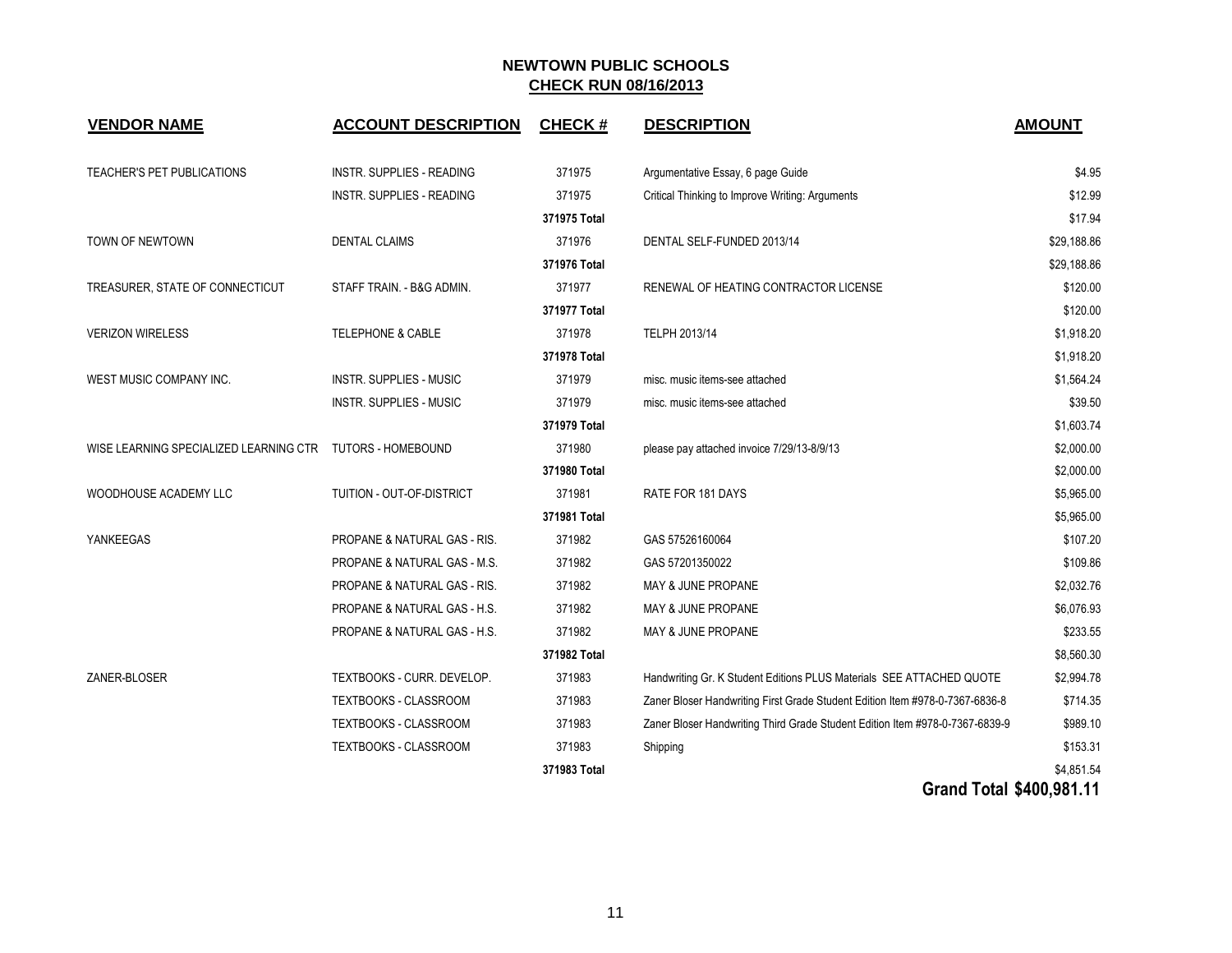## NEWTOWN PUBLIC SCHOOLS

## CHECK RUN 08/16/2013

| VENDOR NAME | ACCOUNT DESCRIPTION | CHECK # | DESCRIPTION | AMOUNT |
|---|---|---|---|---|
| TEACHER'S PET PUBLICATIONS | INSTR. SUPPLIES - READING | 371975 | Argumentative Essay, 6 page Guide | $4.95 |
| | INSTR. SUPPLIES - READING | 371975 | Critical Thinking to Improve Writing: Arguments | $12.99 |
| | | 371975 Total | | $17.94 |
| TOWN OF NEWTOWN | DENTAL CLAIMS | 371976 | DENTAL SELF-FUNDED 2013/14 | $29,188.86 |
| | | 371976 Total | | $29,188.86 |
| TREASURER, STATE OF CONNECTICUT | STAFF TRAIN. - B&G ADMIN. | 371977 | RENEWAL OF HEATING CONTRACTOR LICENSE | $120.00 |
| | | 371977 Total | | $120.00 |
| VERIZON WIRELESS | TELEPHONE & CABLE | 371978 | TELPH 2013/14 | $1,918.20 |
| | | 371978 Total | | $1,918.20 |
| WEST MUSIC COMPANY INC. | INSTR. SUPPLIES - MUSIC | 371979 | misc. music items-see attached | $1,564.24 |
| | INSTR. SUPPLIES - MUSIC | 371979 | misc. music items-see attached | $39.50 |
| | | 371979 Total | | $1,603.74 |
| WISE LEARNING SPECIALIZED LEARNING CTR | TUTORS - HOMEBOUND | 371980 | please pay attached invoice 7/29/13-8/9/13 | $2,000.00 |
| | | 371980 Total | | $2,000.00 |
| WOODHOUSE ACADEMY LLC | TUITION - OUT-OF-DISTRICT | 371981 | RATE FOR 181 DAYS | $5,965.00 |
| | | 371981 Total | | $5,965.00 |
| YANKEEGAS | PROPANE & NATURAL GAS - RIS. | 371982 | GAS 57526160064 | $107.20 |
| | PROPANE & NATURAL GAS - M.S. | 371982 | GAS 57201350022 | $109.86 |
| | PROPANE & NATURAL GAS - RIS. | 371982 | MAY & JUNE PROPANE | $2,032.76 |
| | PROPANE & NATURAL GAS - H.S. | 371982 | MAY & JUNE PROPANE | $6,076.93 |
| | PROPANE & NATURAL GAS - H.S. | 371982 | MAY & JUNE PROPANE | $233.55 |
| | | 371982 Total | | $8,560.30 |
| ZANER-BLOSER | TEXTBOOKS - CURR. DEVELOP. | 371983 | Handwriting Gr. K Student Editions PLUS Materials SEE ATTACHED QUOTE | $2,994.78 |
| | TEXTBOOKS - CLASSROOM | 371983 | Zaner Bloser Handwriting First Grade Student Edition Item #978-0-7367-6836-8 | $714.35 |
| | TEXTBOOKS - CLASSROOM | 371983 | Zaner Bloser Handwriting Third Grade Student Edition Item #978-0-7367-6839-9 | $989.10 |
| | TEXTBOOKS - CLASSROOM | 371983 | Shipping | $153.31 |
| | | 371983 Total | | $4,851.54 |
| | | | **Grand Total** | **$400,981.11** |